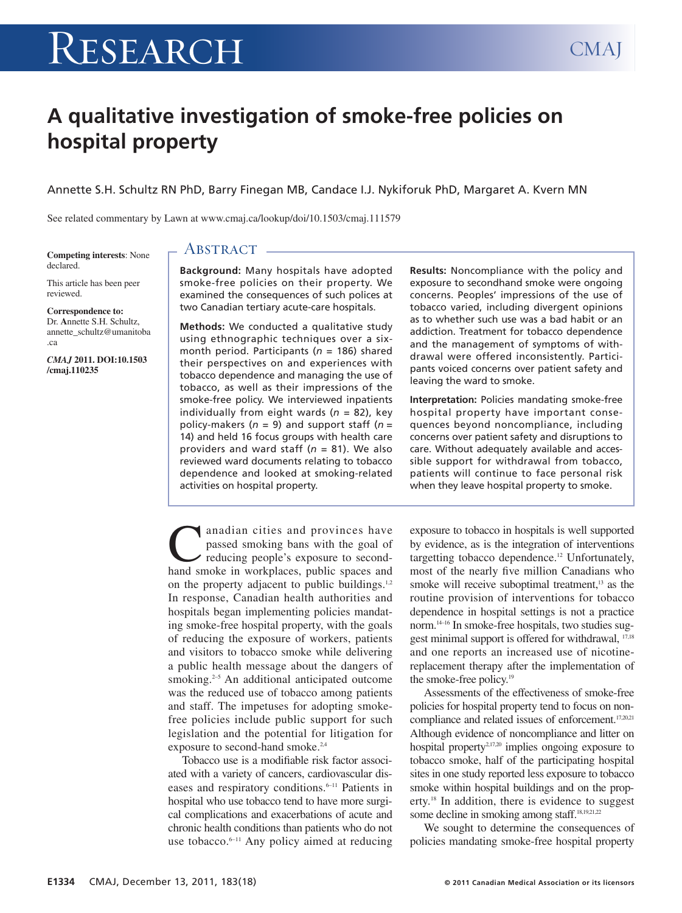# A qualitative investigation of smoke-free policies on hospital property

Annette S.H. Schultz RN PhD, Barry Finegan MB, Candace I.J. Nykiforuk PhD, Margaret A. Kvern MN

See related commentary by Lawn at www.cmaj.ca/lookup/doi/10.1503/cmaj.111579

**Competing interests**: None declared.

This article has been peer reviewed.

**Correspondence to:** Dr. Annette S.H. Schultz, annette_schultz@umanitoba.ca

***CMAJ* 2011. DOI:10.1503/cmaj.110235**

## Abstract

**Background:** Many hospitals have adopted smoke-free policies on their property. We examined the consequences of such polices at two Canadian tertiary acute-care hospitals.

**Methods:** We conducted a qualitative study using ethnographic techniques over a six-month period. Participants ($n$ = 186) shared their perspectives on and experiences with tobacco dependence and managing the use of tobacco, as well as their impressions of the smoke-free policy. We interviewed inpatients individually from eight wards ($n$ = 82), key policy-makers ($n$ = 9) and support staff ($n$ = 14) and held 16 focus groups with health care providers and ward staff ($n$ = 81). We also reviewed ward documents relating to tobacco dependence and looked at smoking-related activities on hospital property.

**Results:** Noncompliance with the policy and exposure to secondhand smoke were ongoing concerns. Peoples' impressions of the use of tobacco varied, including divergent opinions as to whether such use was a bad habit or an addiction. Treatment for tobacco dependence and the management of symptoms of withdrawal were offered inconsistently. Participants voiced concerns over patient safety and leaving the ward to smoke.

**Interpretation:** Policies mandating smoke-free hospital property have important consequences beyond noncompliance, including concerns over patient safety and disruptions to care. Without adequately available and accessible support for withdrawal from tobacco, patients will continue to face personal risk when they leave hospital property to smoke.

Canadian cities and provinces have passed smoking bans with the goal of reducing people's exposure to secondhand smoke in workplaces, public spaces and on the property adjacent to public buildings.[1,2] In response, Canadian health authorities and hospitals began implementing policies mandating smoke-free hospital property, with the goals of reducing the exposure of workers, patients and visitors to tobacco smoke while delivering a public health message about the dangers of smoking.[2–5] An additional anticipated outcome was the reduced use of tobacco among patients and staff. The impetuses for adopting smoke-free policies include public support for such legislation and the potential for litigation for exposure to second-hand smoke.[2,4]

Tobacco use is a modifiable risk factor associated with a variety of cancers, cardiovascular diseases and respiratory conditions.[6–11] Patients in hospital who use tobacco tend to have more surgical complications and exacerbations of acute and chronic health conditions than patients who do not use tobacco.[6–11] Any policy aimed at reducing exposure to tobacco in hospitals is well supported by evidence, as is the integration of interventions targetting tobacco dependence.[12] Unfortunately, most of the nearly five million Canadians who smoke will receive suboptimal treatment,[13] as the routine provision of interventions for tobacco dependence in hospital settings is not a practice norm.[14–16] In smoke-free hospitals, two studies suggest minimal support is offered for withdrawal,[17,18] and one reports an increased use of nicotine-replacement therapy after the implementation of the smoke-free policy.[19]

Assessments of the effectiveness of smoke-free policies for hospital property tend to focus on noncompliance and related issues of enforcement.[17,20,21] Although evidence of noncompliance and litter on hospital property[2,17,20] implies ongoing exposure to tobacco smoke, half of the participating hospital sites in one study reported less exposure to tobacco smoke within hospital buildings and on the property.[18] In addition, there is evidence to suggest some decline in smoking among staff.[18,19,21,22]

We sought to determine the consequences of policies mandating smoke-free hospital property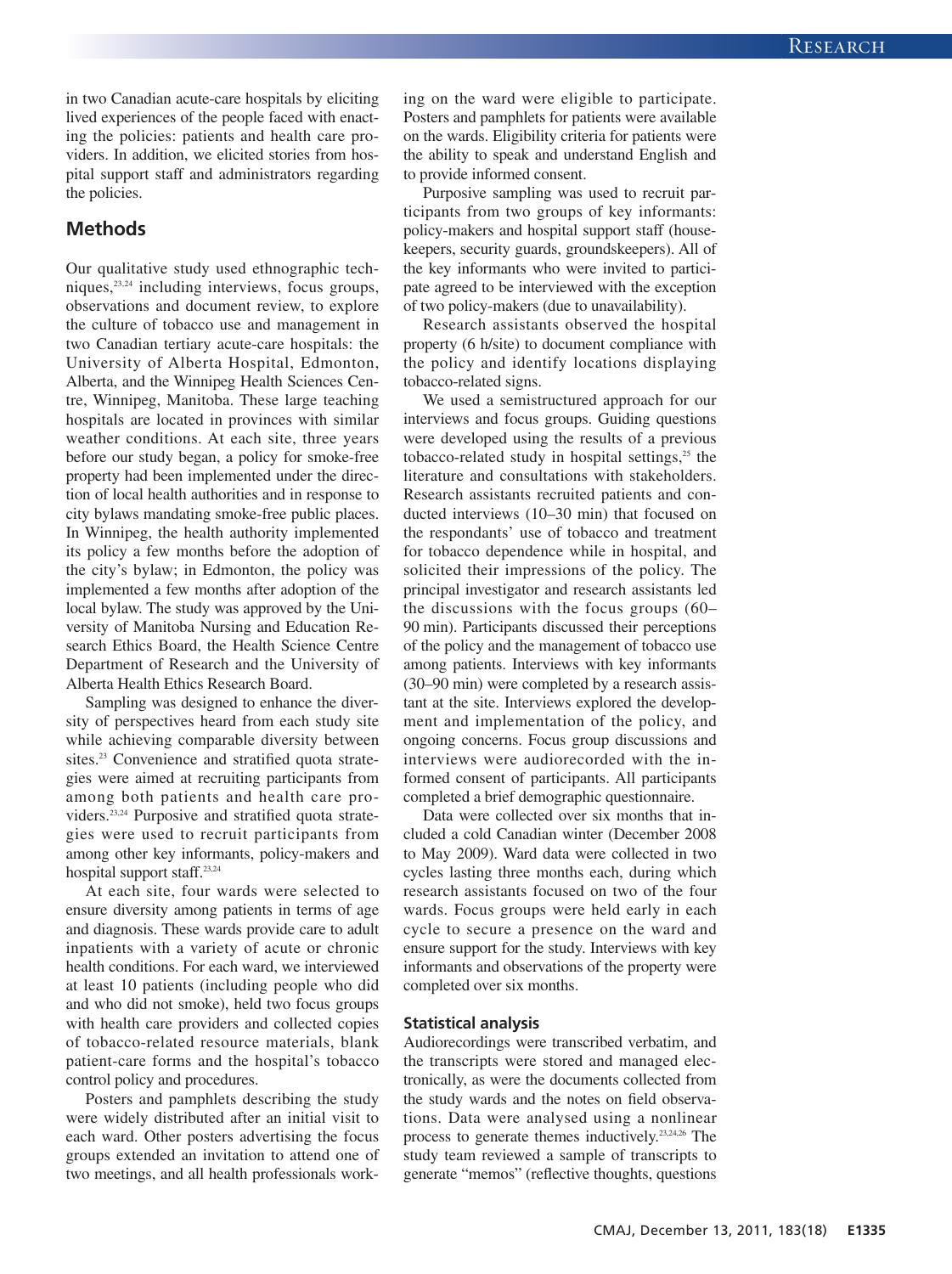in two Canadian acute-care hospitals by eliciting lived experiences of the people faced with enacting the policies: patients and health care providers. In addition, we elicited stories from hospital support staff and administrators regarding the policies.

## Methods

Our qualitative study used ethnographic techniques,[23,24] including interviews, focus groups, observations and document review, to explore the culture of tobacco use and management in two Canadian tertiary acute-care hospitals: the University of Alberta Hospital, Edmonton, Alberta, and the Winnipeg Health Sciences Centre, Winnipeg, Manitoba. These large teaching hospitals are located in provinces with similar weather conditions. At each site, three years before our study began, a policy for smoke-free property had been implemented under the direction of local health authorities and in response to city bylaws mandating smoke-free public places. In Winnipeg, the health authority implemented its policy a few months before the adoption of the city's bylaw; in Edmonton, the policy was implemented a few months after adoption of the local bylaw. The study was approved by the University of Manitoba Nursing and Education Research Ethics Board, the Health Science Centre Department of Research and the University of Alberta Health Ethics Research Board.

Sampling was designed to enhance the diversity of perspectives heard from each study site while achieving comparable diversity between sites.[23] Convenience and stratified quota strategies were aimed at recruiting participants from among both patients and health care providers.[23,24] Purposive and stratified quota strategies were used to recruit participants from among other key informants, policy-makers and hospital support staff.[23,24]

At each site, four wards were selected to ensure diversity among patients in terms of age and diagnosis. These wards provide care to adult inpatients with a variety of acute or chronic health conditions. For each ward, we interviewed at least 10 patients (including people who did and who did not smoke), held two focus groups with health care providers and collected copies of tobacco-related resource materials, blank patient-care forms and the hospital's tobacco control policy and procedures.

Posters and pamphlets describing the study were widely distributed after an initial visit to each ward. Other posters advertising the focus groups extended an invitation to attend one of two meetings, and all health professionals working on the ward were eligible to participate. Posters and pamphlets for patients were available on the wards. Eligibility criteria for patients were the ability to speak and understand English and to provide informed consent.

Purposive sampling was used to recruit participants from two groups of key informants: policy-makers and hospital support staff (housekeepers, security guards, groundskeepers). All of the key informants who were invited to participate agreed to be interviewed with the exception of two policy-makers (due to unavailability).

Research assistants observed the hospital property (6 h/site) to document compliance with the policy and identify locations displaying tobacco-related signs.

We used a semistructured approach for our interviews and focus groups. Guiding questions were developed using the results of a previous tobacco-related study in hospital settings,[25] the literature and consultations with stakeholders. Research assistants recruited patients and conducted interviews (10–30 min) that focused on the respondants' use of tobacco and treatment for tobacco dependence while in hospital, and solicited their impressions of the policy. The principal investigator and research assistants led the discussions with the focus groups (60–90 min). Participants discussed their perceptions of the policy and the management of tobacco use among patients. Interviews with key informants (30–90 min) were completed by a research assistant at the site. Interviews explored the development and implementation of the policy, and ongoing concerns. Focus group discussions and interviews were audiorecorded with the informed consent of participants. All participants completed a brief demographic questionnaire.

Data were collected over six months that included a cold Canadian winter (December 2008 to May 2009). Ward data were collected in two cycles lasting three months each, during which research assistants focused on two of the four wards. Focus groups were held early in each cycle to secure a presence on the ward and ensure support for the study. Interviews with key informants and observations of the property were completed over six months.

### Statistical analysis

Audiorecordings were transcribed verbatim, and the transcripts were stored and managed electronically, as were the documents collected from the study wards and the notes on field observations. Data were analysed using a nonlinear process to generate themes inductively.[23,24,26] The study team reviewed a sample of transcripts to generate "memos" (reflective thoughts, questions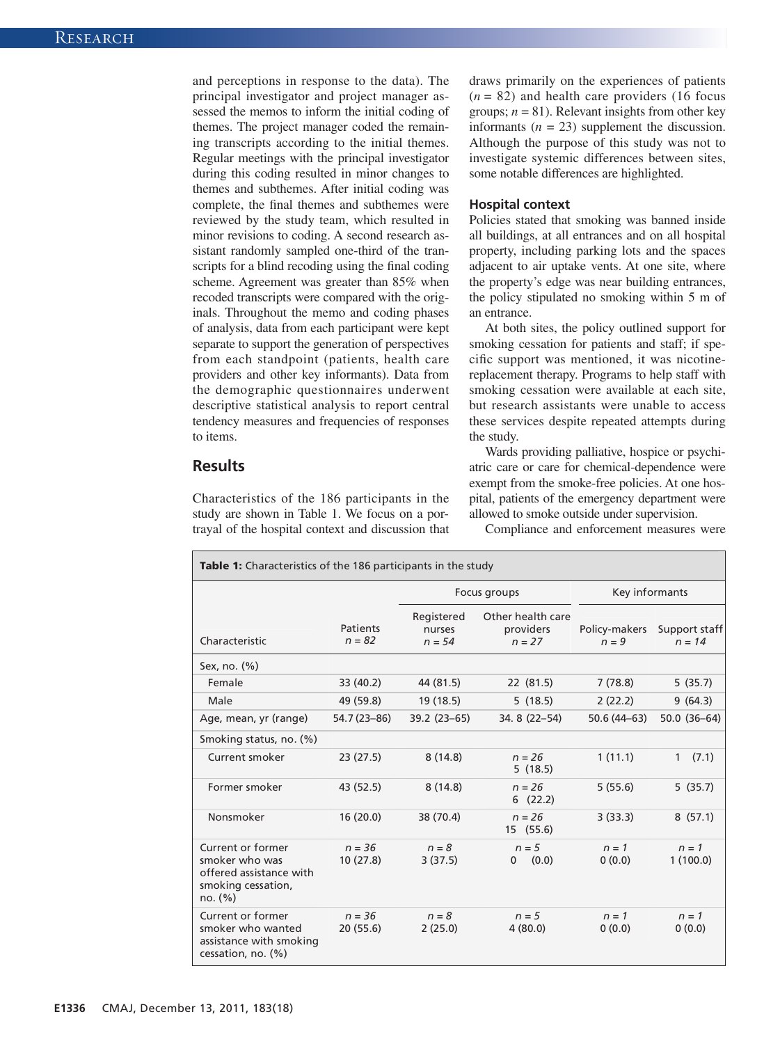and perceptions in response to the data). The principal investigator and project manager assessed the memos to inform the initial coding of themes. The project manager coded the remaining transcripts according to the initial themes. Regular meetings with the principal investigator during this coding resulted in minor changes to themes and subthemes. After initial coding was complete, the final themes and subthemes were reviewed by the study team, which resulted in minor revisions to coding. A second research assistant randomly sampled one-third of the transcripts for a blind recoding using the final coding scheme. Agreement was greater than 85% when recoded transcripts were compared with the originals. Throughout the memo and coding phases of analysis, data from each participant were kept separate to support the generation of perspectives from each standpoint (patients, health care providers and other key informants). Data from the demographic questionnaires underwent descriptive statistical analysis to report central tendency measures and frequencies of responses to items.

## Results

Characteristics of the 186 participants in the study are shown in Table 1. We focus on a portrayal of the hospital context and discussion that draws primarily on the experiences of patients ($n$ = 82) and health care providers (16 focus groups; $n$ = 81). Relevant insights from other key informants ($n$ = 23) supplement the discussion. Although the purpose of this study was not to investigate systemic differences between sites, some notable differences are highlighted.

### Hospital context

Policies stated that smoking was banned inside all buildings, at all entrances and on all hospital property, including parking lots and the spaces adjacent to air uptake vents. At one site, where the property's edge was near building entrances, the policy stipulated no smoking within 5 m of an entrance.

At both sites, the policy outlined support for smoking cessation for patients and staff; if specific support was mentioned, it was nicotine-replacement therapy. Programs to help staff with smoking cessation were available at each site, but research assistants were unable to access these services despite repeated attempts during the study.

Wards providing palliative, hospice or psychiatric care or care for chemical-dependence were exempt from the smoke-free policies. At one hospital, patients of the emergency department were allowed to smoke outside under supervision.

Compliance and enforcement measures were

**Table 1:** Characteristics of the 186 participants in the study

| Characteristic | Patients *n = 82* | Focus groups: Registered nurses *n = 54* | Focus groups: Other health care providers *n = 27* | Key informants: Policy-makers *n = 9* | Key informants: Support staff *n = 14* |
|---|---|---|---|---|---|
| Sex, no. (%) | | | | | |
| Female | 33 (40.2) | 44 (81.5) | 22 (81.5) | 7 (78.8) | 5 (35.7) |
| Male | 49 (59.8) | 19 (18.5) | 5 (18.5) | 2 (22.2) | 9 (64.3) |
| Age, mean, yr (range) | 54.7 (23–86) | 39.2 (23–65) | 34. 8 (22–54) | 50.6 (44–63) | 50.0 (36–64) |
| Smoking status, no. (%) | | | | | |
| Current smoker | 23 (27.5) | 8 (14.8) | *n = 26* 5 (18.5) | 1 (11.1) | 1 (7.1) |
| Former smoker | 43 (52.5) | 8 (14.8) | *n = 26* 6 (22.2) | 5 (55.6) | 5 (35.7) |
| Nonsmoker | 16 (20.0) | 38 (70.4) | *n = 26* 15 (55.6) | 3 (33.3) | 8 (57.1) |
| Current or former smoker who was offered assistance with smoking cessation, no. (%) | *n = 36* 10 (27.8) | *n = 8* 3 (37.5) | *n = 5* 0 (0.0) | *n = 1* 0 (0.0) | *n = 1* 1 (100.0) |
| Current or former smoker who wanted assistance with smoking cessation, no. (%) | *n = 36* 20 (55.6) | *n = 8* 2 (25.0) | *n = 5* 4 (80.0) | *n = 1* 0 (0.0) | *n = 1* 0 (0.0) |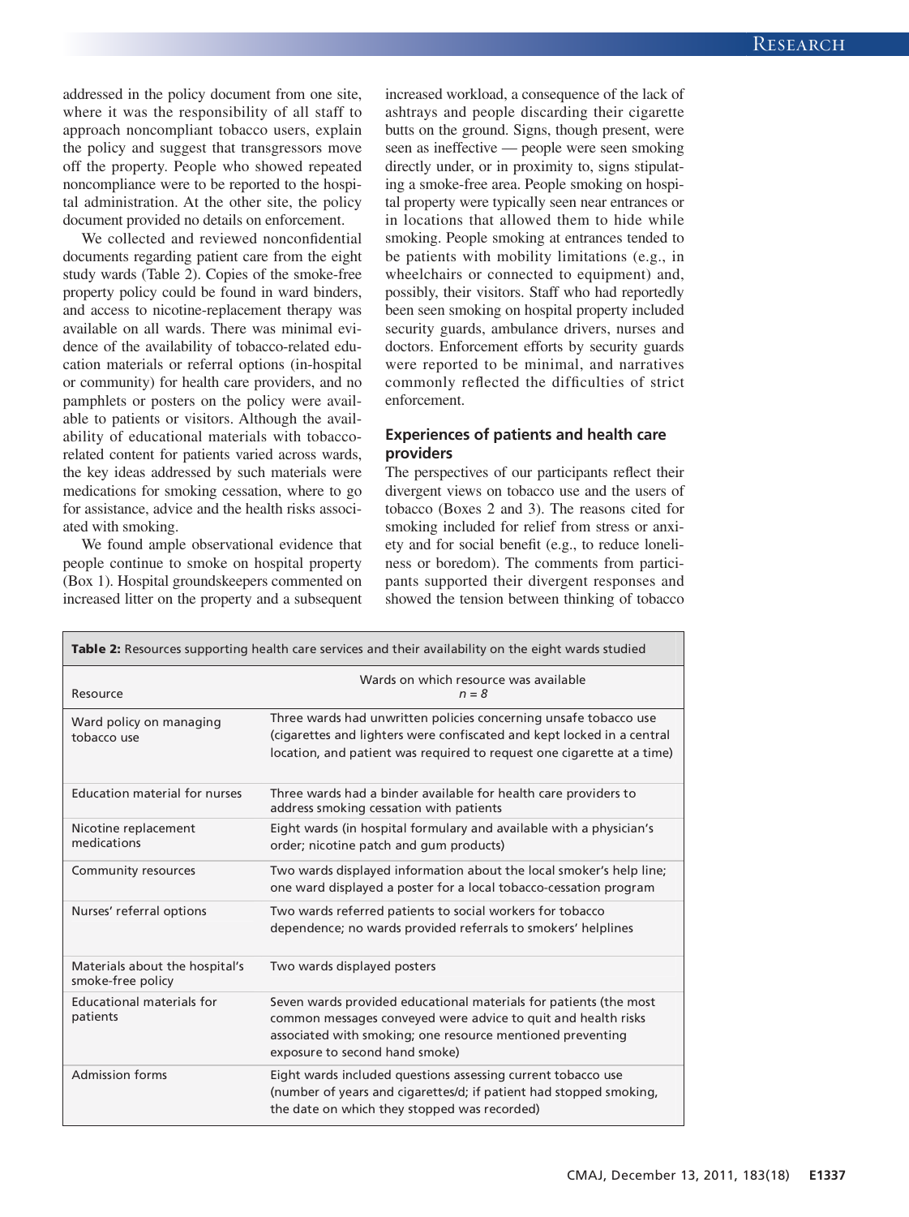addressed in the policy document from one site, where it was the responsibility of all staff to approach noncompliant tobacco users, explain the policy and suggest that transgressors move off the property. People who showed repeated noncompliance were to be reported to the hospital administration. At the other site, the policy document provided no details on enforcement.

We collected and reviewed nonconfidential documents regarding patient care from the eight study wards (Table 2). Copies of the smoke-free property policy could be found in ward binders, and access to nicotine-replacement therapy was available on all wards. There was minimal evidence of the availability of tobacco-related education materials or referral options (in-hospital or community) for health care providers, and no pamphlets or posters on the policy were available to patients or visitors. Although the availability of educational materials with tobacco-related content for patients varied across wards, the key ideas addressed by such materials were medications for smoking cessation, where to go for assistance, advice and the health risks associated with smoking.

We found ample observational evidence that people continue to smoke on hospital property (Box 1). Hospital groundskeepers commented on increased litter on the property and a subsequent increased workload, a consequence of the lack of ashtrays and people discarding their cigarette butts on the ground. Signs, though present, were seen as ineffective — people were seen smoking directly under, or in proximity to, signs stipulating a smoke-free area. People smoking on hospital property were typically seen near entrances or in locations that allowed them to hide while smoking. People smoking at entrances tended to be patients with mobility limitations (e.g., in wheelchairs or connected to equipment) and, possibly, their visitors. Staff who had reportedly been seen smoking on hospital property included security guards, ambulance drivers, nurses and doctors. Enforcement efforts by security guards were reported to be minimal, and narratives commonly reflected the difficulties of strict enforcement.

### Experiences of patients and health care providers

The perspectives of our participants reflect their divergent views on tobacco use and the users of tobacco (Boxes 2 and 3). The reasons cited for smoking included for relief from stress or anxiety and for social benefit (e.g., to reduce loneliness or boredom). The comments from participants supported their divergent responses and showed the tension between thinking of tobacco

**Table 2:** Resources supporting health care services and their availability on the eight wards studied

| Resource | Wards on which resource was available $n = 8$ |
|---|---|
| Ward policy on managing tobacco use | Three wards had unwritten policies concerning unsafe tobacco use (cigarettes and lighters were confiscated and kept locked in a central location, and patient was required to request one cigarette at a time) |
| Education material for nurses | Three wards had a binder available for health care providers to address smoking cessation with patients |
| Nicotine replacement medications | Eight wards (in hospital formulary and available with a physician's order; nicotine patch and gum products) |
| Community resources | Two wards displayed information about the local smoker's help line; one ward displayed a poster for a local tobacco-cessation program |
| Nurses' referral options | Two wards referred patients to social workers for tobacco dependence; no wards provided referrals to smokers' helplines |
| Materials about the hospital's smoke-free policy | Two wards displayed posters |
| Educational materials for patients | Seven wards provided educational materials for patients (the most common messages conveyed were advice to quit and health risks associated with smoking; one resource mentioned preventing exposure to second hand smoke) |
| Admission forms | Eight wards included questions assessing current tobacco use (number of years and cigarettes/d; if patient had stopped smoking, the date on which they stopped was recorded) |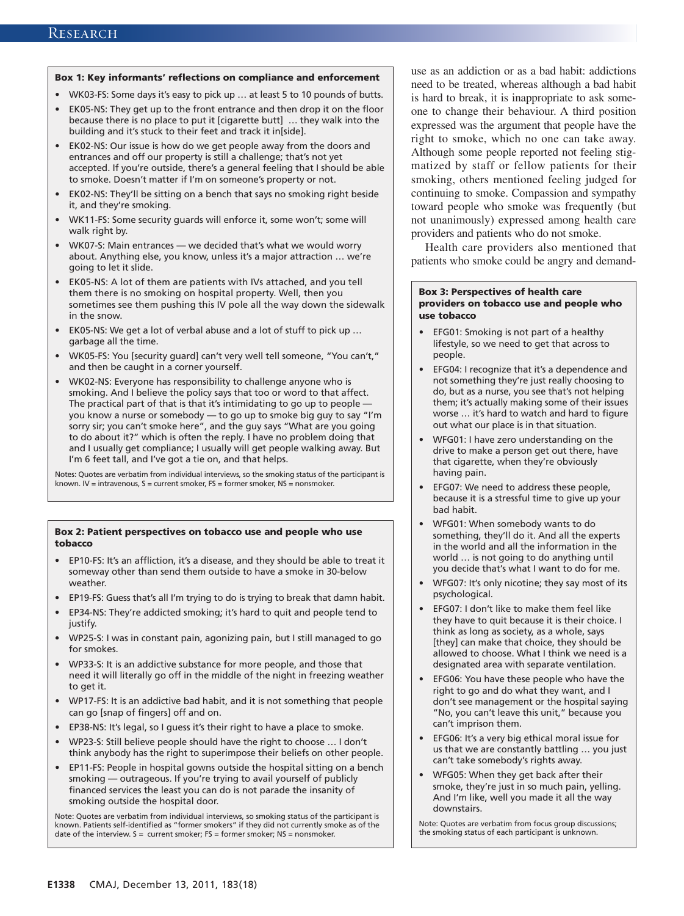**Box 1: Key informants' reflections on compliance and enforcement**

- WK03-FS: Some days it's easy to pick up … at least 5 to 10 pounds of butts.
- EK05-NS: They get up to the front entrance and then drop it on the floor because there is no place to put it [cigarette butt] … they walk into the building and it's stuck to their feet and track it in[side].
- EK02-NS: Our issue is how do we get people away from the doors and entrances and off our property is still a challenge; that's not yet accepted. If you're outside, there's a general feeling that I should be able to smoke. Doesn't matter if I'm on someone's property or not.
- EK02-NS: They'll be sitting on a bench that says no smoking right beside it, and they're smoking.
- WK11-FS: Some security guards will enforce it, some won't; some will walk right by.
- WK07-S: Main entrances — we decided that's what we would worry about. Anything else, you know, unless it's a major attraction … we're going to let it slide.
- EK05-NS: A lot of them are patients with IVs attached, and you tell them there is no smoking on hospital property. Well, then you sometimes see them pushing this IV pole all the way down the sidewalk in the snow.
- EK05-NS: We get a lot of verbal abuse and a lot of stuff to pick up … garbage all the time.
- WK05-FS: You [security guard] can't very well tell someone, "You can't," and then be caught in a corner yourself.
- WK02-NS: Everyone has responsibility to challenge anyone who is smoking. And I believe the policy says that too or word to that affect. The practical part of that is that it's intimidating to go up to people — you know a nurse or somebody — to go up to smoke big guy to say "I'm sorry sir; you can't smoke here", and the guy says "What are you going to do about it?" which is often the reply. I have no problem doing that and I usually get compliance; I usually will get people walking away. But I'm 6 feet tall, and I've got a tie on, and that helps.

Notes: Quotes are verbatim from individual interviews, so the smoking status of the participant is known. IV = intravenous, S = current smoker, FS = former smoker, NS = nonsmoker.

**Box 2: Patient perspectives on tobacco use and people who use tobacco**

- EP10-FS: It's an affliction, it's a disease, and they should be able to treat it someway other than send them outside to have a smoke in 30-below weather.
- EP19-FS: Guess that's all I'm trying to do is trying to break that damn habit.
- EP34-NS: They're addicted smoking; it's hard to quit and people tend to justify.
- WP25-S: I was in constant pain, agonizing pain, but I still managed to go for smokes.
- WP33-S: It is an addictive substance for more people, and those that need it will literally go off in the middle of the night in freezing weather to get it.
- WP17-FS: It is an addictive bad habit, and it is not something that people can go [snap of fingers] off and on.
- EP38-NS: It's legal, so I guess it's their right to have a place to smoke.
- WP23-S: Still believe people should have the right to choose … I don't think anybody has the right to superimpose their beliefs on other people.
- EP11-FS: People in hospital gowns outside the hospital sitting on a bench smoking — outrageous. If you're trying to avail yourself of publicly financed services the least you can do is not parade the insanity of smoking outside the hospital door.

Note: Quotes are verbatim from individual interviews, so smoking status of the participant is known. Patients self-identified as "former smokers" if they did not currently smoke as of the date of the interview. S = current smoker; FS = former smoker; NS = nonsmoker.

use as an addiction or as a bad habit: addictions need to be treated, whereas although a bad habit is hard to break, it is inappropriate to ask someone to change their behaviour. A third position expressed was the argument that people have the right to smoke, which no one can take away. Although some people reported not feeling stigmatized by staff or fellow patients for their smoking, others mentioned feeling judged for continuing to smoke. Compassion and sympathy toward people who smoke was frequently (but not unanimously) expressed among health care providers and patients who do not smoke.

Health care providers also mentioned that patients who smoke could be angry and demand-

**Box 3: Perspectives of health care providers on tobacco use and people who use tobacco**

- EFG01: Smoking is not part of a healthy lifestyle, so we need to get that across to people.
- EFG04: I recognize that it's a dependence and not something they're just really choosing to do, but as a nurse, you see that's not helping them; it's actually making some of their issues worse … it's hard to watch and hard to figure out what our place is in that situation.
- WFG01: I have zero understanding on the drive to make a person get out there, have that cigarette, when they're obviously having pain.
- EFG07: We need to address these people, because it is a stressful time to give up your bad habit.
- WFG01: When somebody wants to do something, they'll do it. And all the experts in the world and all the information in the world … is not going to do anything until you decide that's what I want to do for me.
- WFG07: It's only nicotine; they say most of its psychological.
- EFG07: I don't like to make them feel like they have to quit because it is their choice. I think as long as society, as a whole, says [they] can make that choice, they should be allowed to choose. What I think we need is a designated area with separate ventilation.
- EFG06: You have these people who have the right to go and do what they want, and I don't see management or the hospital saying "No, you can't leave this unit," because you can't imprison them.
- EFG06: It's a very big ethical moral issue for us that we are constantly battling … you just can't take somebody's rights away.
- WFG05: When they get back after their smoke, they're just in so much pain, yelling. And I'm like, well you made it all the way downstairs.

Note: Quotes are verbatim from focus group discussions; the smoking status of each participant is unknown.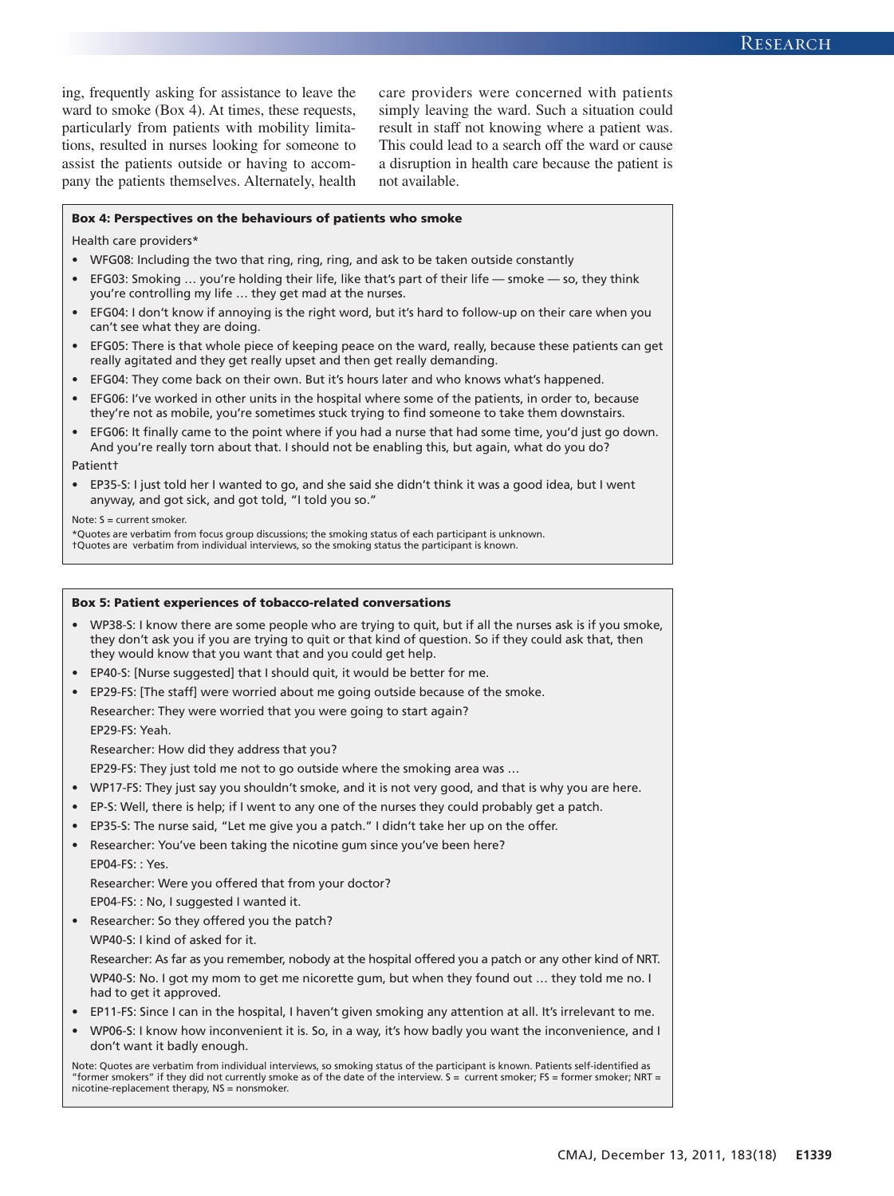ing, frequently asking for assistance to leave the ward to smoke (Box 4). At times, these requests, particularly from patients with mobility limitations, resulted in nurses looking for someone to assist the patients outside or having to accompany the patients themselves. Alternately, health care providers were concerned with patients simply leaving the ward. Such a situation could result in staff not knowing where a patient was. This could lead to a search off the ward or cause a disruption in health care because the patient is not available.

**Box 4: Perspectives on the behaviours of patients who smoke**

Health care providers*

- WFG08: Including the two that ring, ring, ring, and ask to be taken outside constantly
- EFG03: Smoking … you're holding their life, like that's part of their life — smoke — so, they think you're controlling my life … they get mad at the nurses.
- EFG04: I don't know if annoying is the right word, but it's hard to follow-up on their care when you can't see what they are doing.
- EFG05: There is that whole piece of keeping peace on the ward, really, because these patients can get really agitated and they get really upset and then get really demanding.
- EFG04: They come back on their own. But it's hours later and who knows what's happened.
- EFG06: I've worked in other units in the hospital where some of the patients, in order to, because they're not as mobile, you're sometimes stuck trying to find someone to take them downstairs.
- EFG06: It finally came to the point where if you had a nurse that had some time, you'd just go down. And you're really torn about that. I should not be enabling this, but again, what do you do?

Patient†

- EP35-S: I just told her I wanted to go, and she said she didn't think it was a good idea, but I went anyway, and got sick, and got told, "I told you so."

Note: S = current smoker.
*Quotes are verbatim from focus group discussions; the smoking status of each participant is unknown.
†Quotes are verbatim from individual interviews, so the smoking status the participant is known.

**Box 5: Patient experiences of tobacco-related conversations**

- WP38-S: I know there are some people who are trying to quit, but if all the nurses ask is if you smoke, they don't ask you if you are trying to quit or that kind of question. So if they could ask that, then they would know that you want that and you could get help.
- EP40-S: [Nurse suggested] that I should quit, it would be better for me.
- EP29-FS: [The staff] were worried about me going outside because of the smoke.
  Researcher: They were worried that you were going to start again?
  EP29-FS: Yeah.
  Researcher: How did they address that you?
  EP29-FS: They just told me not to go outside where the smoking area was …
- WP17-FS: They just say you shouldn't smoke, and it is not very good, and that is why you are here.
- EP-S: Well, there is help; if I went to any one of the nurses they could probably get a patch.
- EP35-S: The nurse said, "Let me give you a patch." I didn't take her up on the offer.
- Researcher: You've been taking the nicotine gum since you've been here?
  EP04-FS: : Yes.
  Researcher: Were you offered that from your doctor?
  EP04-FS: : No, I suggested I wanted it.
- Researcher: So they offered you the patch?
  WP40-S: I kind of asked for it.
  Researcher: As far as you remember, nobody at the hospital offered you a patch or any other kind of NRT.
  WP40-S: No. I got my mom to get me nicorette gum, but when they found out … they told me no. I had to get it approved.
- EP11-FS: Since I can in the hospital, I haven't given smoking any attention at all. It's irrelevant to me.
- WP06-S: I know how inconvenient it is. So, in a way, it's how badly you want the inconvenience, and I don't want it badly enough.

Note: Quotes are verbatim from individual interviews, so smoking status of the participant is known. Patients self-identified as "former smokers" if they did not currently smoke as of the date of the interview. S = current smoker; FS = former smoker; NRT = nicotine-replacement therapy, NS = nonsmoker.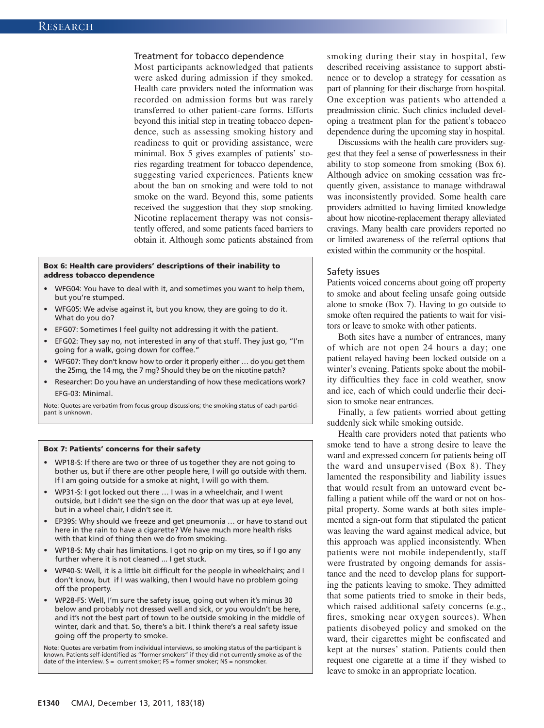### Treatment for tobacco dependence

Most participants acknowledged that patients were asked during admission if they smoked. Health care providers noted the information was recorded on admission forms but was rarely transferred to other patient-care forms. Efforts beyond this initial step in treating tobacco dependence, such as assessing smoking history and readiness to quit or providing assistance, were minimal. Box 5 gives examples of patients' stories regarding treatment for tobacco dependence, suggesting varied experiences. Patients knew about the ban on smoking and were told to not smoke on the ward. Beyond this, some patients received the suggestion that they stop smoking. Nicotine replacement therapy was not consistently offered, and some patients faced barriers to obtain it. Although some patients abstained from smoking during their stay in hospital, few described receiving assistance to support abstinence or to develop a strategy for cessation as part of planning for their discharge from hospital. One exception was patients who attended a preadmission clinic. Such clinics included developing a treatment plan for the patient's tobacco dependence during the upcoming stay in hospital.

Discussions with the health care providers suggest that they feel a sense of powerlessness in their ability to stop someone from smoking (Box 6). Although advice on smoking cessation was frequently given, assistance to manage withdrawal was inconsistently provided. Some health care providers admitted to having limited knowledge about how nicotine-replacement therapy alleviated cravings. Many health care providers reported no or limited awareness of the referral options that existed within the community or the hospital.

**Box 6: Health care providers' descriptions of their inability to address tobacco dependence**

- WFG04: You have to deal with it, and sometimes you want to help them, but you're stumped.
- WFG05: We advise against it, but you know, they are going to do it. What do you do?
- EFG07: Sometimes I feel guilty not addressing it with the patient.
- EFG02: They say no, not interested in any of that stuff. They just go, "I'm going for a walk, going down for coffee."
- WFG07: They don't know how to order it properly either … do you get them the 25mg, the 14 mg, the 7 mg? Should they be on the nicotine patch?
- Researcher: Do you have an understanding of how these medications work?
  EFG-03: Minimal.

Note: Quotes are verbatim from focus group discussions; the smoking status of each participant is unknown.

### Safety issues

Patients voiced concerns about going off property to smoke and about feeling unsafe going outside alone to smoke (Box 7). Having to go outside to smoke often required the patients to wait for visitors or leave to smoke with other patients.

Both sites have a number of entrances, many of which are not open 24 hours a day; one patient relayed having been locked outside on a winter's evening. Patients spoke about the mobility difficulties they face in cold weather, snow and ice, each of which could underlie their decision to smoke near entrances.

Finally, a few patients worried about getting suddenly sick while smoking outside.

Health care providers noted that patients who smoke tend to have a strong desire to leave the ward and expressed concern for patients being off the ward and unsupervised (Box 8). They lamented the responsibility and liability issues that would result from an untoward event befalling a patient while off the ward or not on hospital property. Some wards at both sites implemented a sign-out form that stipulated the patient was leaving the ward against medical advice, but this approach was applied inconsistently. When patients were not mobile independently, staff were frustrated by ongoing demands for assistance and the need to develop plans for supporting the patients leaving to smoke. They admitted that some patients tried to smoke in their beds, which raised additional safety concerns (e.g., fires, smoking near oxygen sources). When patients disobeyed policy and smoked on the ward, their cigarettes might be confiscated and kept at the nurses' station. Patients could then request one cigarette at a time if they wished to leave to smoke in an appropriate location.

**Box 7: Patients' concerns for their safety**

- WP18-S: If there are two or three of us together they are not going to bother us, but if there are other people here, I will go outside with them. If I am going outside for a smoke at night, I will go with them.
- WP31-S: I got locked out there … I was in a wheelchair, and I went outside, but I didn't see the sign on the door that was up at eye level, but in a wheel chair, I didn't see it.
- EP39S: Why should we freeze and get pneumonia … or have to stand out here in the rain to have a cigarette? We have much more health risks with that kind of thing then we do from smoking.
- WP18-S: My chair has limitations. I got no grip on my tires, so if I go any further where it is not cleaned … I get stuck.
- WP40-S: Well, it is a little bit difficult for the people in wheelchairs; and I don't know, but if I was walking, then I would have no problem going off the property.
- WP28-FS: Well, I'm sure the safety issue, going out when it's minus 30 below and probably not dressed well and sick, or you wouldn't be here, and it's not the best part of town to be outside smoking in the middle of winter, dark and that. So, there's a bit. I think there's a real safety issue going off the property to smoke.

Note: Quotes are verbatim from individual interviews, so smoking status of the participant is known. Patients self-identified as "former smokers" if they did not currently smoke as of the date of the interview. S = current smoker; FS = former smoker; NS = nonsmoker.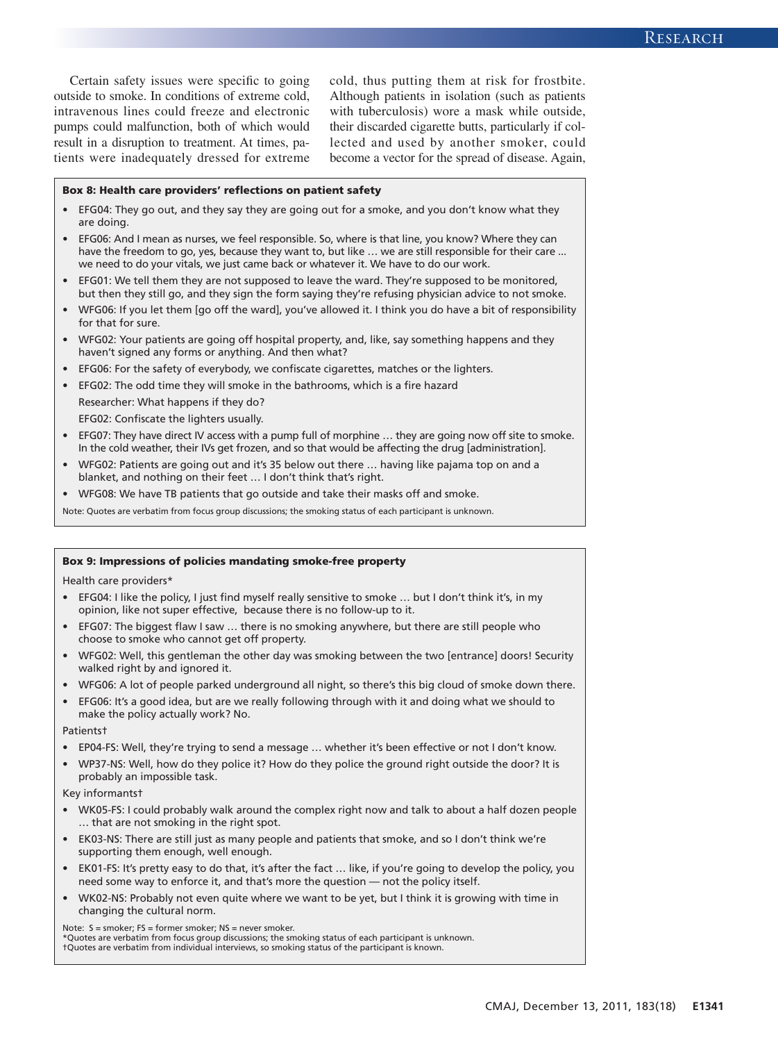Certain safety issues were specific to going outside to smoke. In conditions of extreme cold, intravenous lines could freeze and electronic pumps could malfunction, both of which would result in a disruption to treatment. At times, patients were inadequately dressed for extreme cold, thus putting them at risk for frostbite. Although patients in isolation (such as patients with tuberculosis) wore a mask while outside, their discarded cigarette butts, particularly if collected and used by another smoker, could become a vector for the spread of disease. Again,

**Box 8: Health care providers' reflections on patient safety**

- EFG04: They go out, and they say they are going out for a smoke, and you don't know what they are doing.
- EFG06: And I mean as nurses, we feel responsible. So, where is that line, you know? Where they can have the freedom to go, yes, because they want to, but like … we are still responsible for their care ... we need to do your vitals, we just came back or whatever it. We have to do our work.
- EFG01: We tell them they are not supposed to leave the ward. They're supposed to be monitored, but then they still go, and they sign the form saying they're refusing physician advice to not smoke.
- WFG06: If you let them [go off the ward], you've allowed it. I think you do have a bit of responsibility for that for sure.
- WFG02: Your patients are going off hospital property, and, like, say something happens and they haven't signed any forms or anything. And then what?
- EFG06: For the safety of everybody, we confiscate cigarettes, matches or the lighters.
- EFG02: The odd time they will smoke in the bathrooms, which is a fire hazard

  Researcher: What happens if they do?

  EFG02: Confiscate the lighters usually.
- EFG07: They have direct IV access with a pump full of morphine … they are going now off site to smoke. In the cold weather, their IVs get frozen, and so that would be affecting the drug [administration].
- WFG02: Patients are going out and it's 35 below out there … having like pajama top on and a blanket, and nothing on their feet … I don't think that's right.
- WFG08: We have TB patients that go outside and take their masks off and smoke.

Note: Quotes are verbatim from focus group discussions; the smoking status of each participant is unknown.

**Box 9: Impressions of policies mandating smoke-free property**

Health care providers*

- EFG04: I like the policy, I just find myself really sensitive to smoke … but I don't think it's, in my opinion, like not super effective, because there is no follow-up to it.
- EFG07: The biggest flaw I saw … there is no smoking anywhere, but there are still people who choose to smoke who cannot get off property.
- WFG02: Well, this gentleman the other day was smoking between the two [entrance] doors! Security walked right by and ignored it.
- WFG06: A lot of people parked underground all night, so there's this big cloud of smoke down there.
- EFG06: It's a good idea, but are we really following through with it and doing what we should to make the policy actually work? No.

Patients†

- EP04-FS: Well, they're trying to send a message … whether it's been effective or not I don't know.
- WP37-NS: Well, how do they police it? How do they police the ground right outside the door? It is probably an impossible task.

Key informants†

- WK05-FS: I could probably walk around the complex right now and talk to about a half dozen people … that are not smoking in the right spot.
- EK03-NS: There are still just as many people and patients that smoke, and so I don't think we're supporting them enough, well enough.
- EK01-FS: It's pretty easy to do that, it's after the fact … like, if you're going to develop the policy, you need some way to enforce it, and that's more the question — not the policy itself.
- WK02-NS: Probably not even quite where we want to be yet, but I think it is growing with time in changing the cultural norm.

Note: S = smoker; FS = former smoker; NS = never smoker.
*Quotes are verbatim from focus group discussions; the smoking status of each participant is unknown.
†Quotes are verbatim from individual interviews, so smoking status of the participant is known.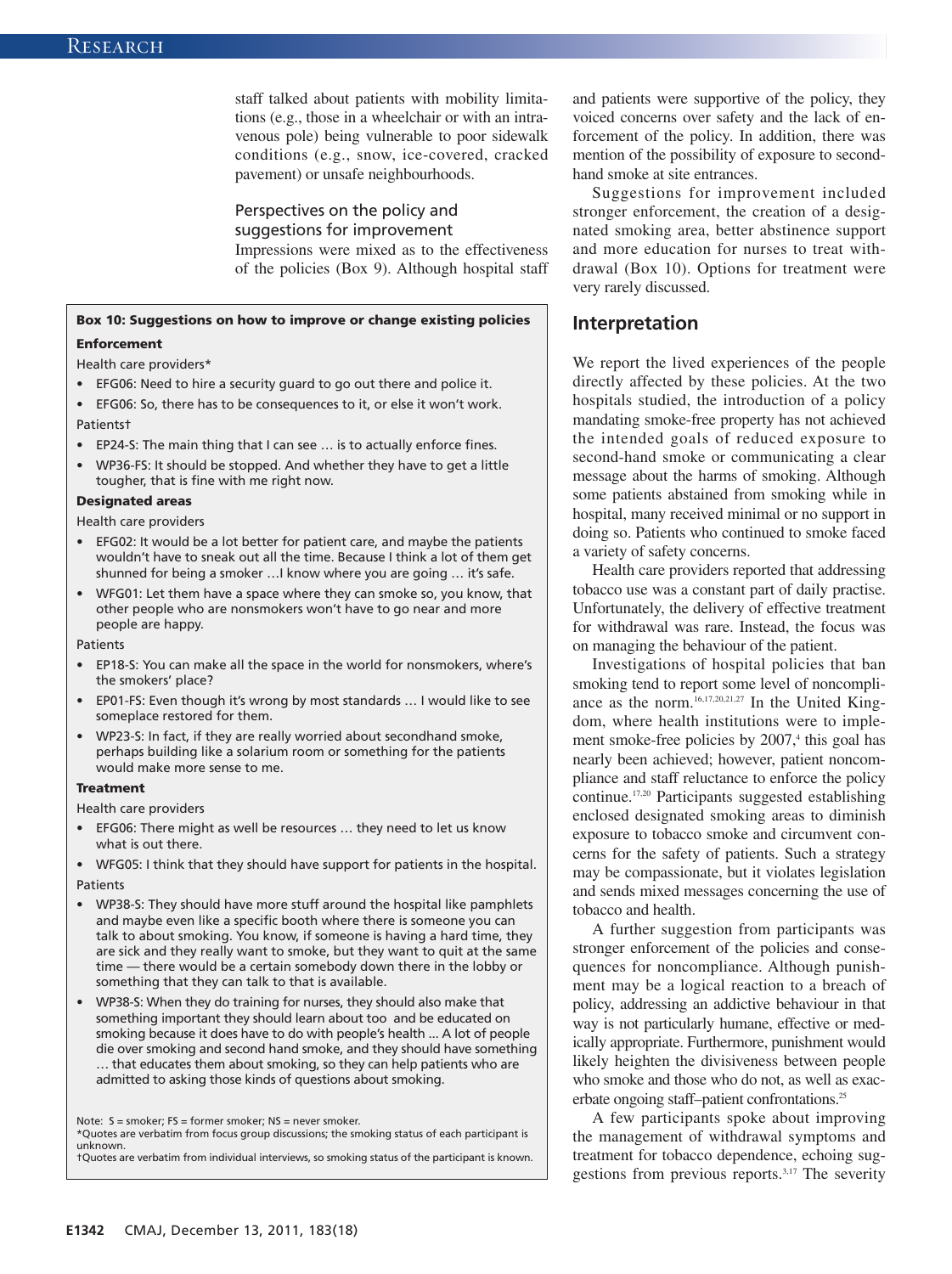staff talked about patients with mobility limitations (e.g., those in a wheelchair or with an intravenous pole) being vulnerable to poor sidewalk conditions (e.g., snow, ice-covered, cracked pavement) or unsafe neighbourhoods.

### Perspectives on the policy and suggestions for improvement

Impressions were mixed as to the effectiveness of the policies (Box 9). Although hospital staff and patients were supportive of the policy, they voiced concerns over safety and the lack of enforcement of the policy. In addition, there was mention of the possibility of exposure to second-hand smoke at site entrances.

Suggestions for improvement included stronger enforcement, the creation of a designated smoking area, better abstinence support and more education for nurses to treat withdrawal (Box 10). Options for treatment were very rarely discussed.

**Box 10: Suggestions on how to improve or change existing policies**

**Enforcement**

Health care providers*

- EFG06: Need to hire a security guard to go out there and police it.
- EFG06: So, there has to be consequences to it, or else it won't work.

Patients†

- EP24-S: The main thing that I can see … is to actually enforce fines.
- WP36-FS: It should be stopped. And whether they have to get a little tougher, that is fine with me right now.

**Designated areas**

Health care providers

- EFG02: It would be a lot better for patient care, and maybe the patients wouldn't have to sneak out all the time. Because I think a lot of them get shunned for being a smoker …I know where you are going … it's safe.
- WFG01: Let them have a space where they can smoke so, you know, that other people who are nonsmokers won't have to go near and more people are happy.

Patients

- EP18-S: You can make all the space in the world for nonsmokers, where's the smokers' place?
- EP01-FS: Even though it's wrong by most standards … I would like to see someplace restored for them.
- WP23-S: In fact, if they are really worried about secondhand smoke, perhaps building like a solarium room or something for the patients would make more sense to me.

**Treatment**

Health care providers

- EFG06: There might as well be resources … they need to let us know what is out there.
- WFG05: I think that they should have support for patients in the hospital.

Patients

- WP38-S: They should have more stuff around the hospital like pamphlets and maybe even like a specific booth where there is someone you can talk to about smoking. You know, if someone is having a hard time, they are sick and they really want to smoke, but they want to quit at the same time — there would be a certain somebody down there in the lobby or something that they can talk to that is available.
- WP38-S: When they do training for nurses, they should also make that something important they should learn about too and be educated on smoking because it does have to do with people's health ... A lot of people die over smoking and second hand smoke, and they should have something … that educates them about smoking, so they can help patients who are admitted to asking those kinds of questions about smoking.

Note: S = smoker; FS = former smoker; NS = never smoker.
*Quotes are verbatim from focus group discussions; the smoking status of each participant is unknown.
†Quotes are verbatim from individual interviews, so smoking status of the participant is known.

## Interpretation

We report the lived experiences of the people directly affected by these policies. At the two hospitals studied, the introduction of a policy mandating smoke-free property has not achieved the intended goals of reduced exposure to second-hand smoke or communicating a clear message about the harms of smoking. Although some patients abstained from smoking while in hospital, many received minimal or no support in doing so. Patients who continued to smoke faced a variety of safety concerns.

Health care providers reported that addressing tobacco use was a constant part of daily practise. Unfortunately, the delivery of effective treatment for withdrawal was rare. Instead, the focus was on managing the behaviour of the patient.

Investigations of hospital policies that ban smoking tend to report some level of noncompliance as the norm.[16,17,20,21,27] In the United Kingdom, where health institutions were to implement smoke-free policies by 2007,[4] this goal has nearly been achieved; however, patient noncompliance and staff reluctance to enforce the policy continue.[17,20] Participants suggested establishing enclosed designated smoking areas to diminish exposure to tobacco smoke and circumvent concerns for the safety of patients. Such a strategy may be compassionate, but it violates legislation and sends mixed messages concerning the use of tobacco and health.

A further suggestion from participants was stronger enforcement of the policies and consequences for noncompliance. Although punishment may be a logical reaction to a breach of policy, addressing an addictive behaviour in that way is not particularly humane, effective or medically appropriate. Furthermore, punishment would likely heighten the divisiveness between people who smoke and those who do not, as well as exacerbate ongoing staff–patient confrontations.[25]

A few participants spoke about improving the management of withdrawal symptoms and treatment for tobacco dependence, echoing suggestions from previous reports.[3,17] The severity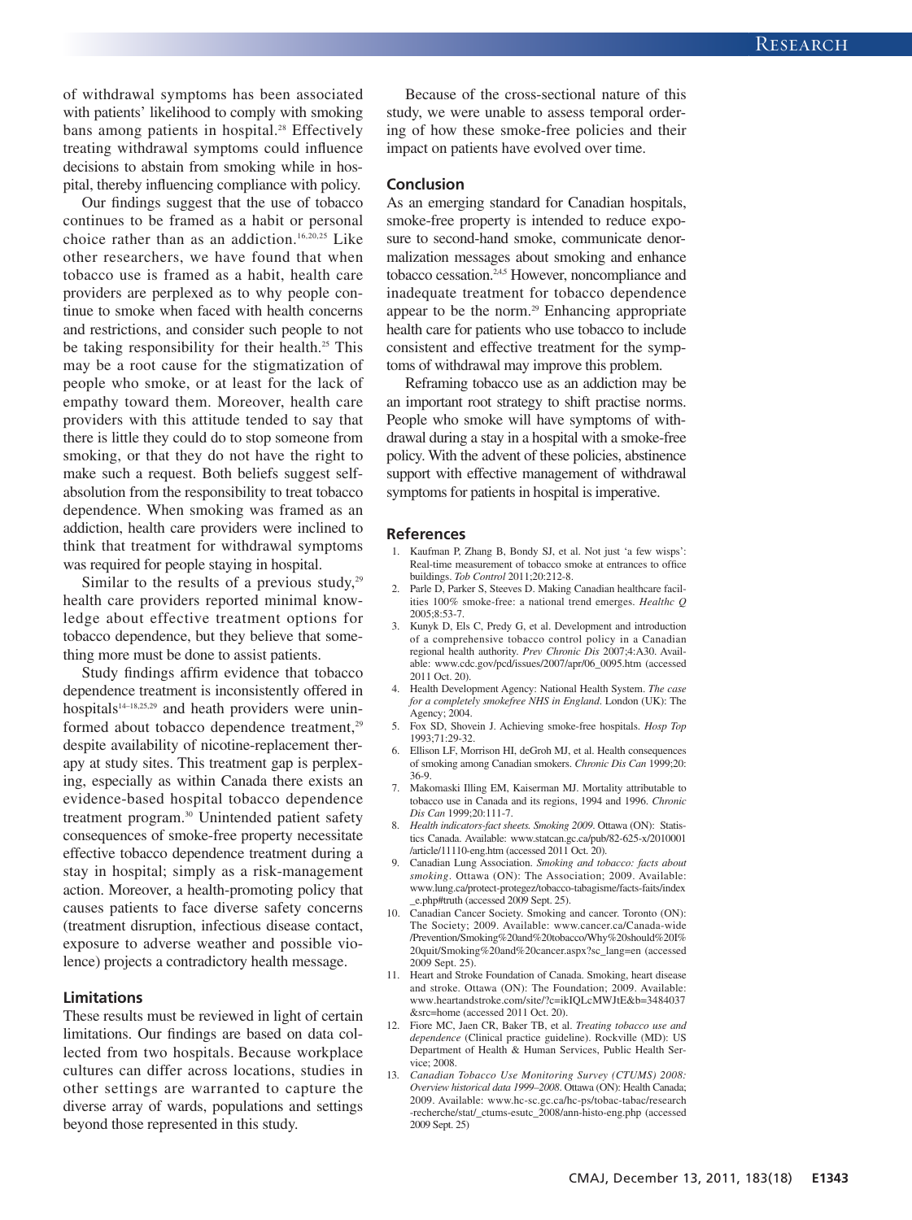of withdrawal symptoms has been associated with patients' likelihood to comply with smoking bans among patients in hospital.[28] Effectively treating withdrawal symptoms could influence decisions to abstain from smoking while in hospital, thereby influencing compliance with policy.

Our findings suggest that the use of tobacco continues to be framed as a habit or personal choice rather than as an addiction.[16,20,25] Like other researchers, we have found that when tobacco use is framed as a habit, health care providers are perplexed as to why people continue to smoke when faced with health concerns and restrictions, and consider such people to not be taking responsibility for their health.[25] This may be a root cause for the stigmatization of people who smoke, or at least for the lack of empathy toward them. Moreover, health care providers with this attitude tended to say that there is little they could do to stop someone from smoking, or that they do not have the right to make such a request. Both beliefs suggest self-absolution from the responsibility to treat tobacco dependence. When smoking was framed as an addiction, health care providers were inclined to think that treatment for withdrawal symptoms was required for people staying in hospital.

Similar to the results of a previous study,[29] health care providers reported minimal knowledge about effective treatment options for tobacco dependence, but they believe that something more must be done to assist patients.

Study findings affirm evidence that tobacco dependence treatment is inconsistently offered in hospitals[14–18,25,29] and heath providers were uninformed about tobacco dependence treatment,[29] despite availability of nicotine-replacement therapy at study sites. This treatment gap is perplexing, especially as within Canada there exists an evidence-based hospital tobacco dependence treatment program.[30] Unintended patient safety consequences of smoke-free property necessitate effective tobacco dependence treatment during a stay in hospital; simply as a risk-management action. Moreover, a health-promoting policy that causes patients to face diverse safety concerns (treatment disruption, infectious disease contact, exposure to adverse weather and possible violence) projects a contradictory health message.

### Limitations

These results must be reviewed in light of certain limitations. Our findings are based on data collected from two hospitals. Because workplace cultures can differ across locations, studies in other settings are warranted to capture the diverse array of wards, populations and settings beyond those represented in this study.

Because of the cross-sectional nature of this study, we were unable to assess temporal ordering of how these smoke-free policies and their impact on patients have evolved over time.

## Conclusion

As an emerging standard for Canadian hospitals, smoke-free property is intended to reduce exposure to second-hand smoke, communicate denormalization messages about smoking and enhance tobacco cessation.[2,4,5] However, noncompliance and inadequate treatment for tobacco dependence appear to be the norm.[29] Enhancing appropriate health care for patients who use tobacco to include consistent and effective treatment for the symptoms of withdrawal may improve this problem.

Reframing tobacco use as an addiction may be an important root strategy to shift practise norms. People who smoke will have symptoms of withdrawal during a stay in a hospital with a smoke-free policy. With the advent of these policies, abstinence support with effective management of withdrawal symptoms for patients in hospital is imperative.

## References

1. Kaufman P, Zhang B, Bondy SJ, et al. Not just 'a few wisps': Real-time measurement of tobacco smoke at entrances to office buildings. *Tob Control* 2011;20:212-8.
2. Parle D, Parker S, Steeves D. Making Canadian healthcare facilities 100% smoke-free: a national trend emerges. *Healthc Q* 2005;8:53-7.
3. Kunyk D, Els C, Predy G, et al. Development and introduction of a comprehensive tobacco control policy in a Canadian regional health authority. *Prev Chronic Dis* 2007;4:A30. Available: www.cdc.gov/pcd/issues/2007/apr/06_0095.htm (accessed 2011 Oct. 20).
4. Health Development Agency: National Health System. *The case for a completely smokefree NHS in England*. London (UK): The Agency; 2004.
5. Fox SD, Shovein J. Achieving smoke-free hospitals. *Hosp Top* 1993;71:29-32.
6. Ellison LF, Morrison HI, deGroh MJ, et al. Health consequences of smoking among Canadian smokers. *Chronic Dis Can* 1999;20:36-9.
7. Makomaski Illing EM, Kaiserman MJ. Mortality attributable to tobacco use in Canada and its regions, 1994 and 1996. *Chronic Dis Can* 1999;20:111-7.
8. *Health indicators-fact sheets. Smoking 2009*. Ottawa (ON): Statistics Canada. Available: www.statcan.gc.ca/pub/82-625-x/2010001/article/11110-eng.htm (accessed 2011 Oct. 20).
9. Canadian Lung Association. *Smoking and tobacco: facts about smoking*. Ottawa (ON): The Association; 2009. Available: www.lung.ca/protect-protegez/tobacco-tabagisme/facts-faits/index_e.php#truth (accessed 2009 Sept. 25).
10. Canadian Cancer Society. Smoking and cancer. Toronto (ON): The Society; 2009. Available: www.cancer.ca/Canada-wide/Prevention/Smoking%20and%20tobacco/Why%20should%20I%20quit/Smoking%20and%20cancer.aspx?sc_lang=en (accessed 2009 Sept. 25).
11. Heart and Stroke Foundation of Canada. Smoking, heart disease and stroke. Ottawa (ON): The Foundation; 2009. Available: www.heartandstroke.com/site/?c=ikIQLcMWJtE&b=3484037&src=home (accessed 2011 Oct. 20).
12. Fiore MC, Jaen CR, Baker TB, et al. *Treating tobacco use and dependence* (Clinical practice guideline). Rockville (MD): US Department of Health & Human Services, Public Health Service; 2008.
13. *Canadian Tobacco Use Monitoring Survey (CTUMS) 2008: Overview historical data 1999–2008*. Ottawa (ON): Health Canada; 2009. Available: www.hc-sc.gc.ca/hc-ps/tobac-tabac/research-recherche/stat/_ctums-esutc_2008/ann-histo-eng.php (accessed 2009 Sept. 25)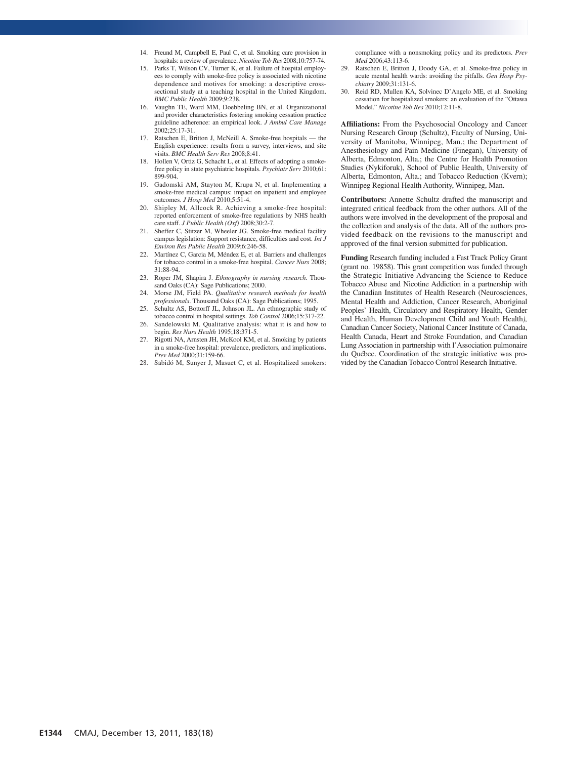14. Freund M, Campbell E, Paul C, et al. Smoking care provision in hospitals: a review of prevalence. *Nicotine Tob Res* 2008;10:757-74.
15. Parks T, Wilson CV, Turner K, et al. Failure of hospital employees to comply with smoke-free policy is associated with nicotine dependence and motives for smoking: a descriptive cross-sectional study at a teaching hospital in the United Kingdom. *BMC Public Health* 2009;9:238.
16. Vaughn TE, Ward MM, Doebbeling BN, et al. Organizational and provider characteristics fostering smoking cessation practice guideline adherence: an empirical look. *J Ambul Care Manage* 2002;25:17-31.
17. Ratschen E, Britton J, McNeill A. Smoke-free hospitals — the English experience: results from a survey, interviews, and site visits. *BMC Health Serv Res* 2008;8:41.
18. Hollen V, Ortiz G, Schacht L, et al. Effects of adopting a smoke-free policy in state psychiatric hospitals. *Psychiatr Serv* 2010;61:899-904.
19. Gadomski AM, Stayton M, Krupa N, et al. Implementing a smoke-free medical campus: impact on inpatient and employee outcomes. *J Hosp Med* 2010;5:51-4.
20. Shipley M, Allcock R. Achieving a smoke-free hospital: reported enforcement of smoke-free regulations by NHS health care staff. *J Public Health (Oxf)* 2008;30:2-7.
21. Sheffer C, Stitzer M, Wheeler JG. Smoke-free medical facility campus legislation: Support resistance, difficulties and cost. *Int J Environ Res Public Health* 2009;6:246-58.
22. Martínez C, Garcia M, Méndez E, et al. Barriers and challenges for tobacco control in a smoke-free hospital. *Cancer Nurs* 2008;31:88-94.
23. Roper JM, Shapira J. *Ethnography in nursing research.* Thousand Oaks (CA): Sage Publications; 2000.
24. Morse JM, Field PA. *Qualitative research methods for health professionals*. Thousand Oaks (CA): Sage Publications; 1995.
25. Schultz AS, Bottorff JL, Johnson JL. An ethnographic study of tobacco control in hospital settings. *Tob Control* 2006;15:317-22.
26. Sandelowski M. Qualitative analysis: what it is and how to begin. *Res Nurs Health* 1995;18:371-5.
27. Rigotti NA, Arnsten JH, McKool KM, et al. Smoking by patients in a smoke-free hospital: prevalence, predictors, and implications. *Prev Med* 2000;31:159-66.
28. Sabidó M, Sunyer J, Masuet C, et al. Hospitalized smokers: compliance with a nonsmoking policy and its predictors. *Prev Med* 2006;43:113-6.
29. Ratschen E, Britton J, Doody GA, et al. Smoke-free policy in acute mental health wards: avoiding the pitfalls. *Gen Hosp Psychiatry* 2009;31:131-6.
30. Reid RD, Mullen KA, Solvinec D'Angelo ME, et al. Smoking cessation for hospitalized smokers: an evaluation of the "Ottawa Model." *Nicotine Tob Res* 2010;12:11-8.

**Affiliations:** From the Psychosocial Oncology and Cancer Nursing Research Group (Schultz), Faculty of Nursing, University of Manitoba, Winnipeg, Man.; the Department of Anesthesiology and Pain Medicine (Finegan), University of Alberta, Edmonton, Alta.; the Centre for Health Promotion Studies (Nykiforuk), School of Public Health, University of Alberta, Edmonton, Alta.; and Tobacco Reduction (Kvern); Winnipeg Regional Health Authority, Winnipeg, Man.

**Contributors:** Annette Schultz drafted the manuscript and integrated critical feedback from the other authors. All of the authors were involved in the development of the proposal and the collection and analysis of the data. All of the authors provided feedback on the revisions to the manuscript and approved of the final version submitted for publication.

**Funding** Research funding included a Fast Track Policy Grant (grant no. 19858). This grant competition was funded through the Strategic Initiative Advancing the Science to Reduce Tobacco Abuse and Nicotine Addiction in a partnership with the Canadian Institutes of Health Research (Neurosciences, Mental Health and Addiction, Cancer Research, Aboriginal Peoples' Health, Circulatory and Respiratory Health, Gender and Health, Human Development Child and Youth Health), Canadian Cancer Society, National Cancer Institute of Canada, Health Canada, Heart and Stroke Foundation, and Canadian Lung Association in partnership with l'Association pulmonaire du Québec. Coordination of the strategic initiative was provided by the Canadian Tobacco Control Research Initiative.